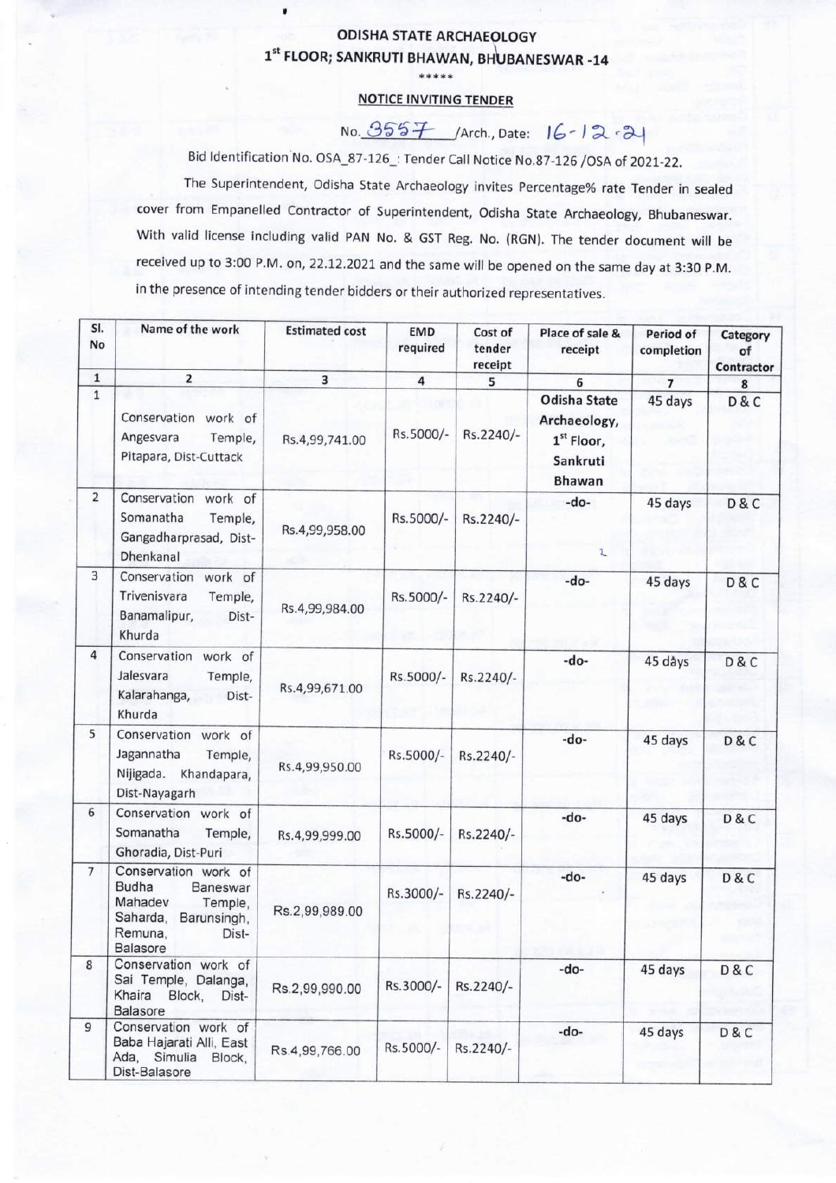# ODISHA STATE ARCHAEOLOGY

## 1st FLOOR; SANKRUTI BHAWAN, BHUBANESWAR -14

\*\*\*\*\*

### NOTICE INVITING TENDER

No. 3557 /Arch., Date: 16-12-21

Bid Identification No. OSA_87-126_: Tender Call Notice No.87-126 /OSA of 2021-22.

The Superintendent, Odisha State Archaeology invites Percentage% rate Tender in sealed cover from Empanelled Contractor of Superintendent, Odisha State Archaeology, Bhubaneswar. With valid license including valid PAN No. & GST Reg. No. (RGN). The tender document will be received up to 3:00 P.M. on, 22.12.2021 and the same will be opened on the same day at 3:30 P.M. in the presence of intending tender bidders or their authorized representatives.

| Sl. No | Name of the work | Estimated cost | EMD required | Cost of tender receipt | Place of sale & receipt | Period of completion | Category of Contractor |
|---|---|---|---|---|---|---|---|
| 1 | 2 | 3 | 4 | 5 | 6 | 7 | 8 |
| 1 | Conservation work of Angesvara Temple, Pitapara, Dist-Cuttack | Rs.4,99,741.00 | Rs.5000/- | Rs.2240/- | Odisha State Archaeology, 1st Floor, Sankruti Bhawan | 45 days | D & C |
| 2 | Conservation work of Somanatha Temple, Gangadharprasad, Dist-Dhenkanal | Rs.4,99,958.00 | Rs.5000/- | Rs.2240/- | -do- | 45 days | D & C |
| 3 | Conservation work of Trivenisvara Temple, Banamalipur, Dist-Khurda | Rs.4,99,984.00 | Rs.5000/- | Rs.2240/- | -do- | 45 days | D & C |
| 4 | Conservation work of Jalesvara Temple, Kalarahanga, Dist-Khurda | Rs.4,99,671.00 | Rs.5000/- | Rs.2240/- | -do- | 45 days | D & C |
| 5 | Conservation work of Jagannatha Temple, Nijigada. Khandapara, Dist-Nayagarh | Rs.4,99,950.00 | Rs.5000/- | Rs.2240/- | -do- | 45 days | D & C |
| 6 | Conservation work of Somanatha Temple, Ghoradia, Dist-Puri | Rs.4,99,999.00 | Rs.5000/- | Rs.2240/- | -do- | 45 days | D & C |
| 7 | Conservation work of Budha Baneswar Mahadev Temple, Saharda, Barunsingh, Remuna, Dist-Balasore | Rs.2,99,989.00 | Rs.3000/- | Rs.2240/- | -do- | 45 days | D & C |
| 8 | Conservation work of Sai Temple, Dalanga, Khaira Block, Dist-Balasore | Rs.2,99,990.00 | Rs.3000/- | Rs.2240/- | -do- | 45 days | D & C |
| 9 | Conservation work of Baba Hajarati Alli, East Ada, Simulia Block, Dist-Balasore | Rs.4,99,766.00 | Rs.5000/- | Rs.2240/- | -do- | 45 days | D & C |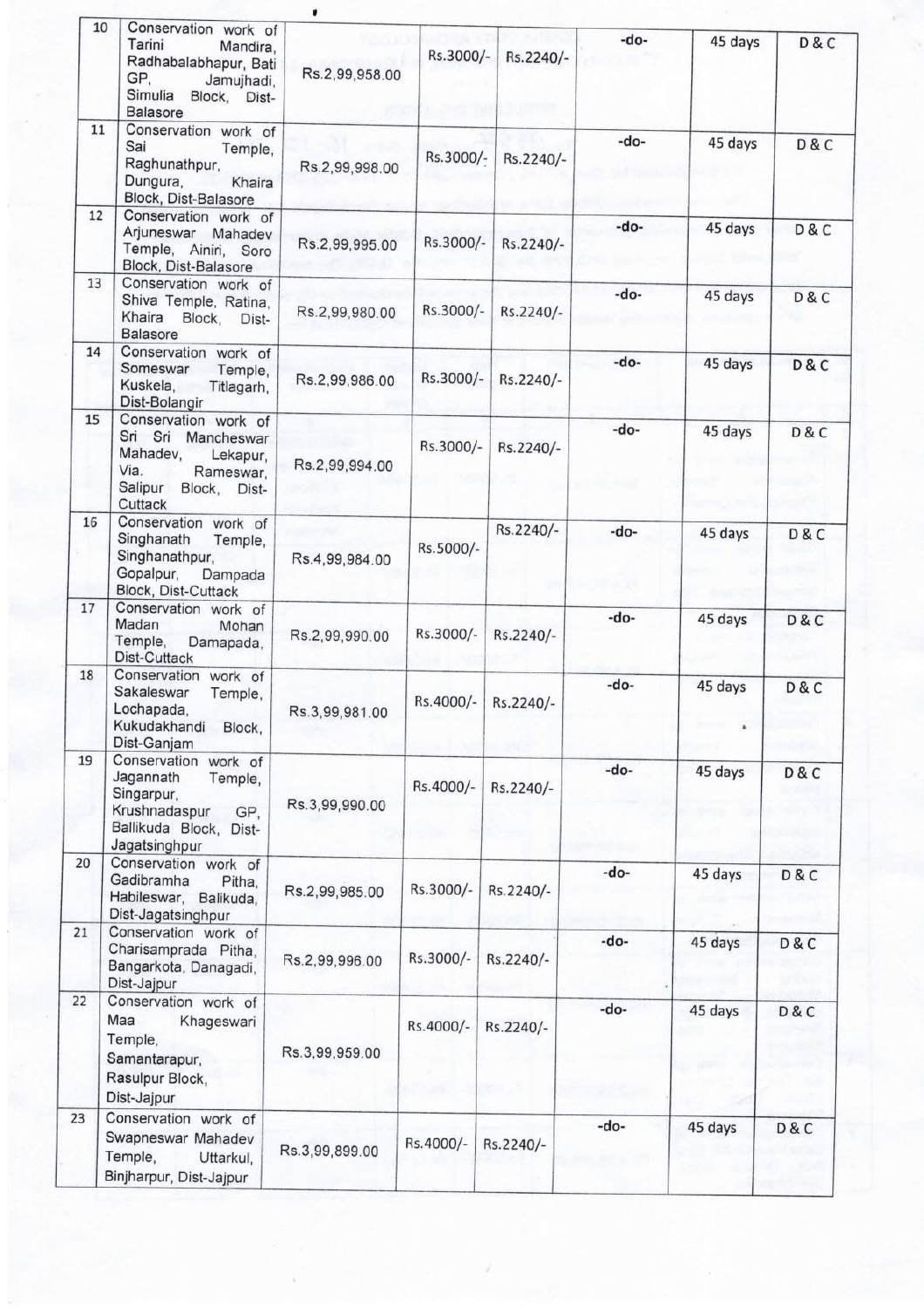| 10 | Conservation work of Tarini Mandira, Radhabalabhpur, Bati GP, Jamujhadi, Simulia Block, Dist-Balasore | Rs.2,99,958.00 | Rs.3000/- | Rs.2240/- | -do- | 45 days | D & C |
|---|---|---|---|---|---|---|---|
| 11 | Conservation work of Sai Temple, Raghunathpur, Dungura, Khaira Block, Dist-Balasore | Rs.2,99,998.00 | Rs.3000/- | Rs.2240/- | -do- | 45 days | D & C |
| 12 | Conservation work of Arjuneswar Mahadev Temple, Ainiri, Soro Block, Dist-Balasore | Rs.2,99,995.00 | Rs.3000/- | Rs.2240/- | -do- | 45 days | D & C |
| 13 | Conservation work of Shiva Temple, Ratina, Khaira Block, Dist-Balasore | Rs.2,99,980.00 | Rs.3000/- | Rs.2240/- | -do- | 45 days | D & C |
| 14 | Conservation work of Someswar Temple, Kuskela, Titlagarh, Dist-Bolangir | Rs.2,99,986.00 | Rs.3000/- | Rs.2240/- | -do- | 45 days | D & C |
| 15 | Conservation work of Sri Sri Mancheswar Mahadev, Lekapur, Via. Rameswar, Salipur Block, Dist-Cuttack | Rs.2,99,994.00 | Rs.3000/- | Rs.2240/- | -do- | 45 days | D & C |
| 16 | Conservation work of Singhanath Temple, Singhanathpur, Gopalpur, Dampada Block, Dist-Cuttack | Rs.4,99,984.00 | Rs.5000/- | Rs.2240/- | -do- | 45 days | D & C |
| 17 | Conservation work of Madan Mohan Temple, Damapada, Dist-Cuttack | Rs.2,99,990.00 | Rs.3000/- | Rs.2240/- | -do- | 45 days | D & C |
| 18 | Conservation work of Sakaleswar Temple, Lochapada, Kukudakhandi Block, Dist-Ganjam | Rs.3,99,981.00 | Rs.4000/- | Rs.2240/- | -do- | 45 days | D & C |
| 19 | Conservation work of Jagannath Temple, Singarpur, Krushnadaspur GP, Ballikuda Block, Dist-Jagatsinghpur | Rs.3,99,990.00 | Rs.4000/- | Rs.2240/- | -do- | 45 days | D & C |
| 20 | Conservation work of Gadibramha Pitha, Habileswar, Balikuda, Dist-Jagatsinghpur | Rs.2,99,985.00 | Rs.3000/- | Rs.2240/- | -do- | 45 days | D & C |
| 21 | Conservation work of Charisampradа Pitha, Bangarkota, Danagadi, Dist-Jajpur | Rs.2,99,996.00 | Rs.3000/- | Rs.2240/- | -do- | 45 days | D & C |
| 22 | Conservation work of Maa Khageswari Temple, Samantarapur, Rasulpur Block, Dist-Jajpur | Rs.3,99,959.00 | Rs.4000/- | Rs.2240/- | -do- | 45 days | D & C |
| 23 | Conservation work of Swapneswar Mahadev Temple, Uttarkul, Binjharpur, Dist-Jajpur | Rs.3,99,899.00 | Rs.4000/- | Rs.2240/- | -do- | 45 days | D & C |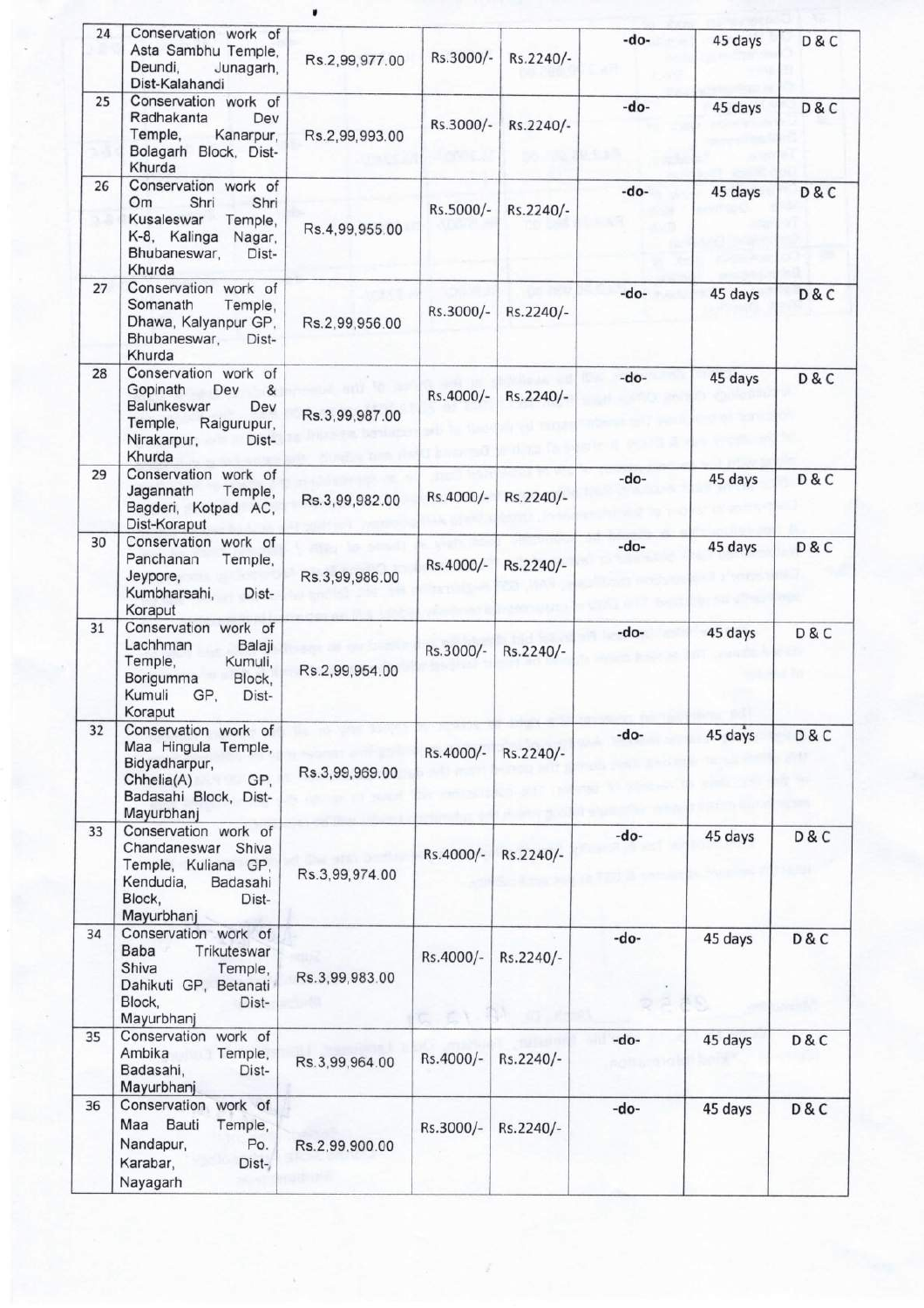| 24 | Conservation work of Asta Sambhu Temple, Deundi, Junagarh, Dist-Kalahandi | Rs.2,99,977.00 | Rs.3000/- | Rs.2240/- | -do- | 45 days | D & C |
|---|---|---|---|---|---|---|---|
| 25 | Conservation work of Radhakanta Dev Temple, Kanarpur, Bolagarh Block, Dist-Khurda | Rs.2,99,993.00 | Rs.3000/- | Rs.2240/- | -do- | 45 days | D & C |
| 26 | Conservation work of Om Shri Shri Kusaleswar Temple, K-8, Kalinga Nagar, Bhubaneswar, Dist-Khurda | Rs.4,99,955.00 | Rs.5000/- | Rs.2240/- | -do- | 45 days | D & C |
| 27 | Conservation work of Somanath Temple, Dhawa, Kalyanpur GP, Bhubaneswar, Dist-Khurda | Rs.2,99,956.00 | Rs.3000/- | Rs.2240/- | -do- | 45 days | D & C |
| 28 | Conservation work of Gopinath Dev & Balunkeswar Dev Temple, Raigurupur, Nirakarpur, Dist-Khurda | Rs.3,99,987.00 | Rs.4000/- | Rs.2240/- | -do- | 45 days | D & C |
| 29 | Conservation work of Jagannath Temple, Bagderi, Kotpad AC, Dist-Koraput | Rs.3,99,982.00 | Rs.4000/- | Rs.2240/- | -do- | 45 days | D & C |
| 30 | Conservation work of Panchanan Temple, Jeypore, Kumbharsahi, Dist-Koraput | Rs.3,99,986.00 | Rs.4000/- | Rs.2240/- | -do- | 45 days | D & C |
| 31 | Conservation work of Lachhman Balaji Temple, Kumuli, Borigumma Block, Kumuli GP, Dist-Koraput | Rs.2,99,954.00 | Rs.3000/- | Rs.2240/- | -do- | 45 days | D & C |
| 32 | Conservation work of Maa Hingula Temple, Bidyadharpur, Chhelia(A) GP, Badasahi Block, Dist-Mayurbhanj | Rs.3,99,969.00 | Rs.4000/- | Rs.2240/- | -do- | 45 days | D & C |
| 33 | Conservation work of Chandaneswar Shiva Temple, Kuliana GP, Kendudia, Badasahi Block, Dist-Mayurbhanj | Rs.3,99,974.00 | Rs.4000/- | Rs.2240/- | -do- | 45 days | D & C |
| 34 | Conservation work of Baba Trikuteswar Shiva Temple, Dahikuti GP, Betanati Block, Dist-Mayurbhanj | Rs.3,99,983.00 | Rs.4000/- | Rs.2240/- | -do- | 45 days | D & C |
| 35 | Conservation work of Ambika Temple, Badasahi, Dist-Mayurbhanj | Rs.3,99,964.00 | Rs.4000/- | Rs.2240/- | -do- | 45 days | D & C |
| 36 | Conservation work of Maa Bauti Temple, Nandapur, Po. Karabar, Dist-Nayagarh | Rs.2,99,900.00 | Rs.3000/- | Rs.2240/- | -do- | 45 days | D & C |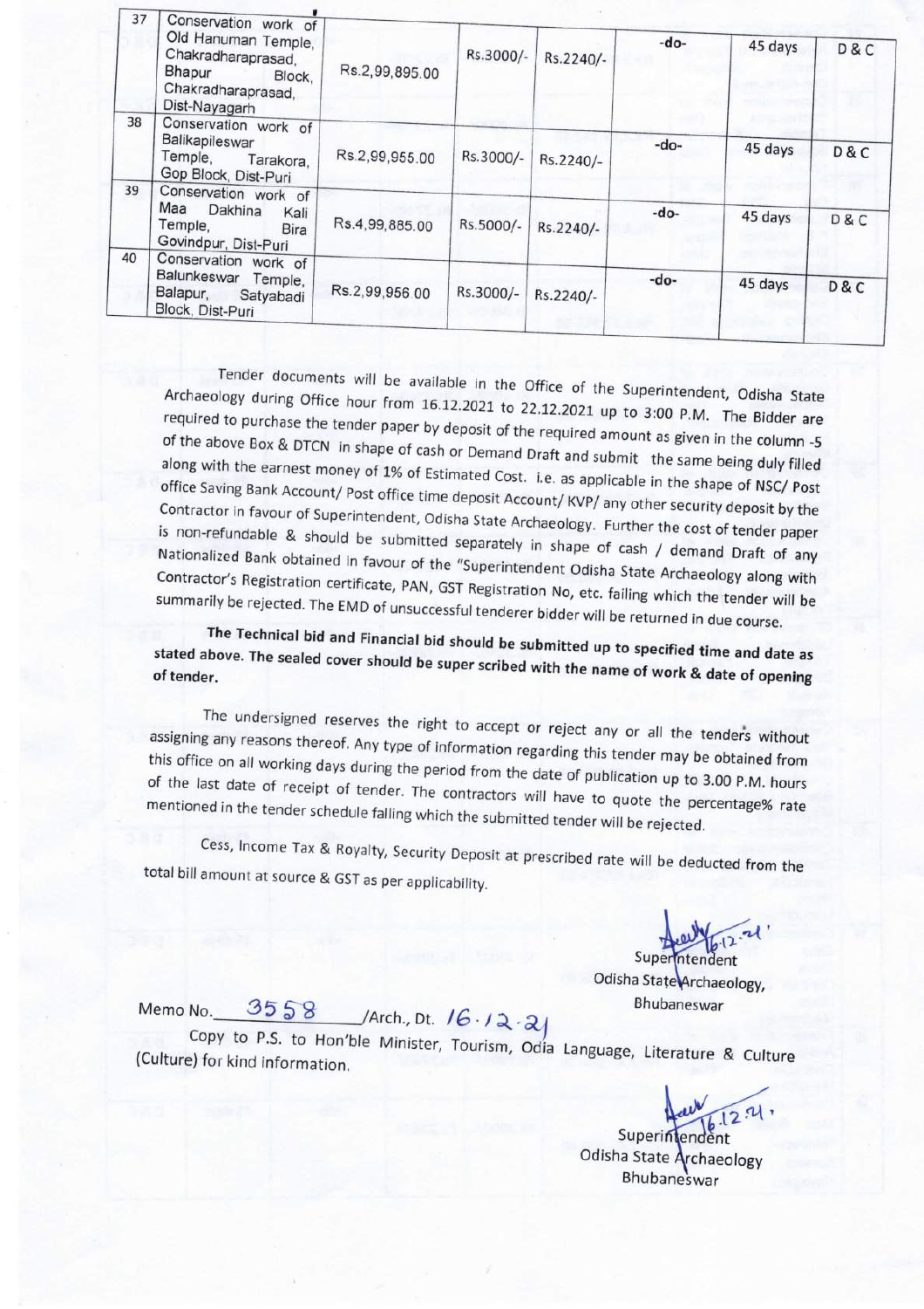| 37 | Conservation work of Old Hanuman Temple, Chakradharaprasad, Bhapur Block, Chakradharaprasad, Dist-Nayagarh | Rs.2,99,895.00 | Rs.3000/- | Rs.2240/- | -do- | 45 days | D & C |
|---|---|---|---|---|---|---|---|
| 38 | Conservation work of Balikapileswar Temple, Tarakora, Gop Block, Dist-Puri | Rs.2,99,955.00 | Rs.3000/- | Rs.2240/- | -do- | 45 days | D & C |
| 39 | Conservation work of Maa Dakhina Kali Temple, Bira Govindpur, Dist-Puri | Rs.4,99,885.00 | Rs.5000/- | Rs.2240/- | -do- | 45 days | D & C |
| 40 | Conservation work of Balunkeswar Temple, Balapur, Satyabadi Block, Dist-Puri | Rs.2,99,956.00 | Rs.3000/- | Rs.2240/- | -do- | 45 days | D & C |

Tender documents will be available in the Office of the Superintendent, Odisha State Archaeology during Office hour from 16.12.2021 to 22.12.2021 up to 3:00 P.M. The Bidder are required to purchase the tender paper by deposit of the required amount as given in the column -5 of the above Box & DTCN in shape of cash or Demand Draft and submit the same being duly filled along with the earnest money of 1% of Estimated Cost. i.e. as applicable in the shape of NSC/ Post office Saving Bank Account/ Post office time deposit Account/ KVP/ any other security deposit by the Contractor in favour of Superintendent, Odisha State Archaeology. Further the cost of tender paper is non-refundable & should be submitted separately in shape of cash / demand Draft of any Nationalized Bank obtained in favour of the "Superintendent Odisha State Archaeology along with Contractor's Registration certificate, PAN, GST Registration No, etc. failing which the tender will be summarily be rejected. The EMD of unsuccessful tenderer bidder will be returned in due course.

**The Technical bid and Financial bid should be submitted up to specified time and date as stated above. The sealed cover should be super scribed with the name of work & date of opening of tender.**

The undersigned reserves the right to accept or reject any or all the tenders without assigning any reasons thereof. Any type of information regarding this tender may be obtained from this office on all working days during the period from the date of publication up to 3.00 P.M. hours of the last date of receipt of tender. The contractors will have to quote the percentage% rate mentioned in the tender schedule falling which the submitted tender will be rejected.

Cess, Income Tax & Royalty, Security Deposit at prescribed rate will be deducted from the total bill amount at source & GST as per applicability.

16.12.21

Superintendent
Odisha State Archaeology,
Bhubaneswar

Memo No. 3558 /Arch., Dt. 16.12.21

Copy to P.S. to Hon'ble Minister, Tourism, Odia Language, Literature & Culture (Culture) for kind information.

16.12.21

Superintendent
Odisha State Archaeology
Bhubaneswar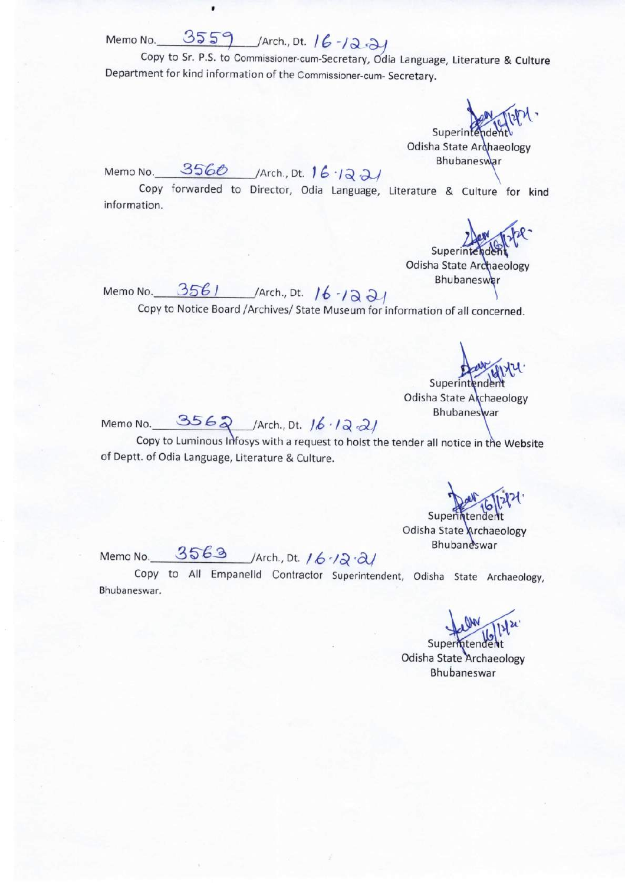Memo No. 3559 /Arch., Dt. 16-12-21

Copy to Sr. P.S. to Commissioner-cum-Secretary, Odia Language, Literature & Culture Department for kind information of the Commissioner-cum- Secretary.

Superintendent
Odisha State Archaeology
Bhubaneswar

Memo No. 3560 /Arch., Dt. 16-12-21

Copy forwarded to Director, Odia Language, Literature & Culture for kind information.

Superintendent
Odisha State Archaeology
Bhubaneswar

Memo No. 3561 /Arch., Dt. 16-12-21

Copy to Notice Board /Archives/ State Museum for information of all concerned.

Superintendent
Odisha State Archaeology
Bhubaneswar

Memo No. 3562 /Arch., Dt. 16-12-21

Copy to Luminous Infosys with a request to hoist the tender all notice in the Website of Deptt. of Odia Language, Literature & Culture.

Superintendent
Odisha State Archaeology
Bhubaneswar

Memo No. 3563 /Arch., Dt. 16-12-21

Copy to All Empanelld Contractor Superintendent, Odisha State Archaeology, Bhubaneswar.

Superintendent
Odisha State Archaeology
Bhubaneswar